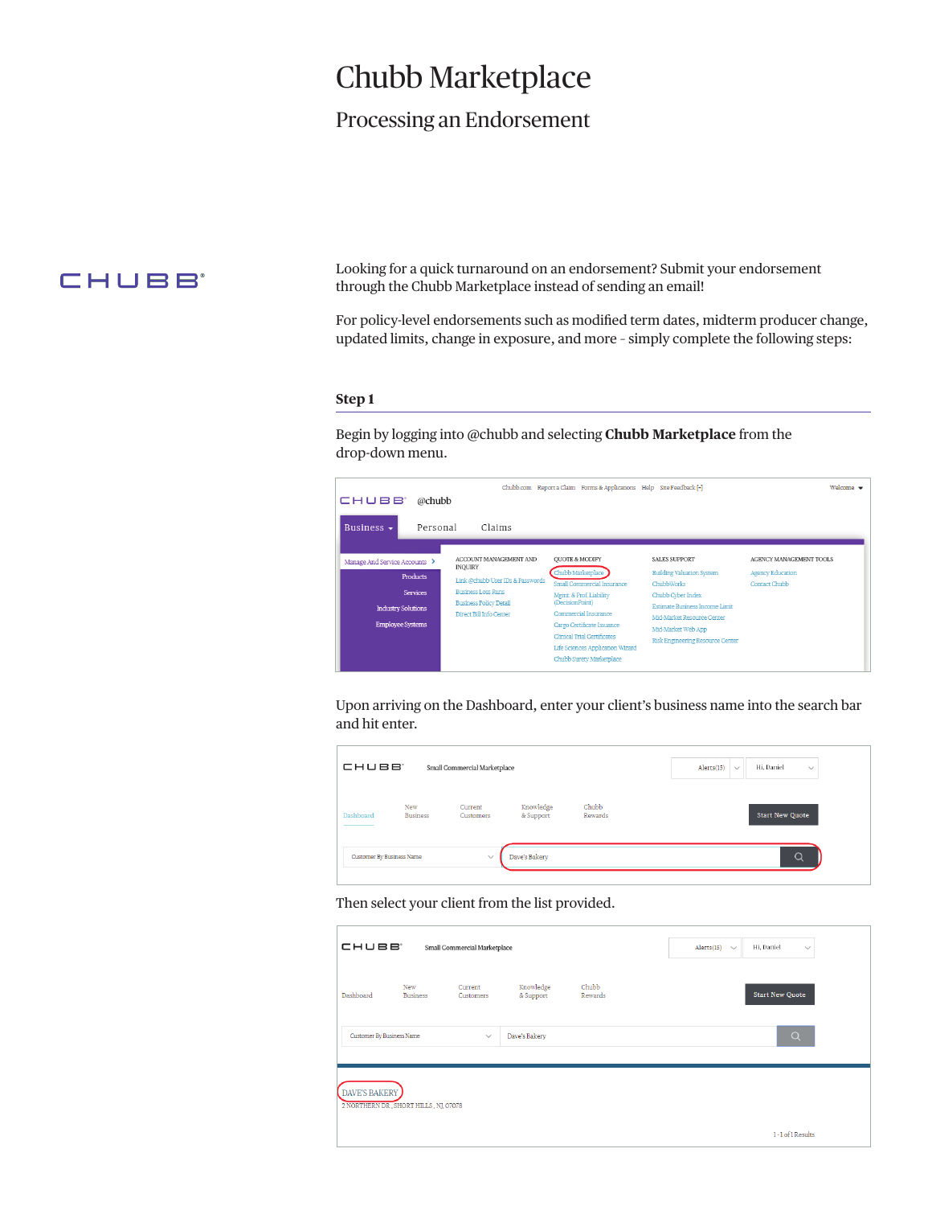# Chubb Marketplace

## Processing an Endorsement

CHUBB

Looking for a quick turnaround on an endorsement? Submit your endorsement through the Chubb Marketplace instead of sending an email!

For policy-level endorsements such as modified term dates, midterm producer change, updated limits, change in exposure, and more - simply complete the following steps:

### Step 1

Begin by logging into @chubb and selecting **Chubb Marketplace** from the drop-down menu.

Upon arriving on the Dashboard, enter your client's business name into the search bar and hit enter.

Then select your client from the list provided.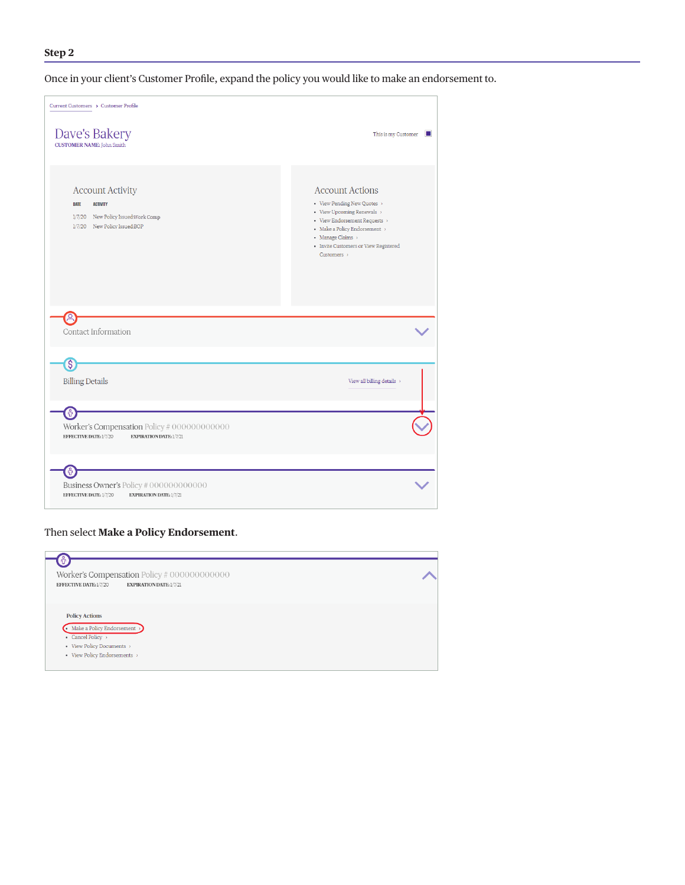## Step 2

Once in your client's Customer Profile, expand the policy you would like to make an endorsement to.

Current Customers > Customer Profile

Dave's Bakery
CUSTOMER NAME: John Smith

This is my Customer

**Account Activity**

| DATE | ACTIVITY |
|---|---|
| 1/7/20 | New Policy Issued:Work Comp |
| 1/7/20 | New Policy Issued:BOP |

**Account Actions**

- View Pending New Quotes ›
- View Upcoming Renewals ›
- View Endorsement Requests ›
- Make a Policy Endorsement ›
- Manage Claims ›
- Invite Customers or View Registered Customers ›

Contact Information

Billing Details — View all billing details ›

Worker's Compensation Policy # 000000000000
EFFECTIVE DATE: 1/7/20 EXPIRATION DATE: 1/7/21

Business Owner's Policy # 000000000000
EFFECTIVE DATE: 1/7/20 EXPIRATION DATE: 1/7/21

Then select **Make a Policy Endorsement**.

Worker's Compensation Policy # 000000000000
EFFECTIVE DATE: 1/7/20 EXPIRATION DATE: 1/7/21

**Policy Actions**

- Make a Policy Endorsement ›
- Cancel Policy ›
- View Policy Documents ›
- View Policy Endorsements ›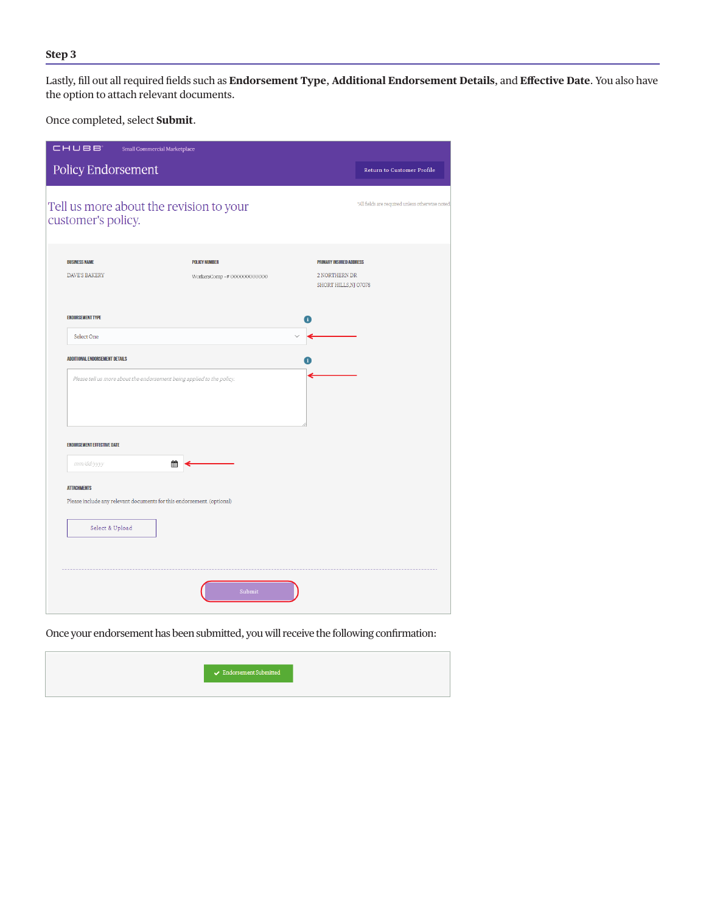### Step 3

Lastly, fill out all required fields such as **Endorsement Type**, **Additional Endorsement Details**, and **Effective Date**. You also have the option to attach relevant documents.

Once completed, select **Submit**.

CHUBB Small Commercial Marketplace

Policy Endorsement

Return to Customer Profile

Tell us more about the revision to your customer's policy.

*All fields are required unless otherwise noted

| BUSINESS NAME | POLICY NUMBER | PRIMARY INSURED ADDRESS |
|---|---|---|
| DAVE'S BAKERY | WorkersComp - # 000000000000 | 2 NORTHERN DR SHORT HILLS,NJ 07078 |

ENDORSEMENT TYPE

Select One

ADDITIONAL ENDORSEMENT DETAILS

Please tell us more about the endorsement being applied to the policy.

ENDORSEMENT EFFECTIVE DATE

mm/dd/yyyy

ATTACHMENTS

Please include any relevant documents for this endorsement. (optional)

Select & Upload

Submit

Once your endorsement has been submitted, you will receive the following confirmation:

✔ Endorsement Submitted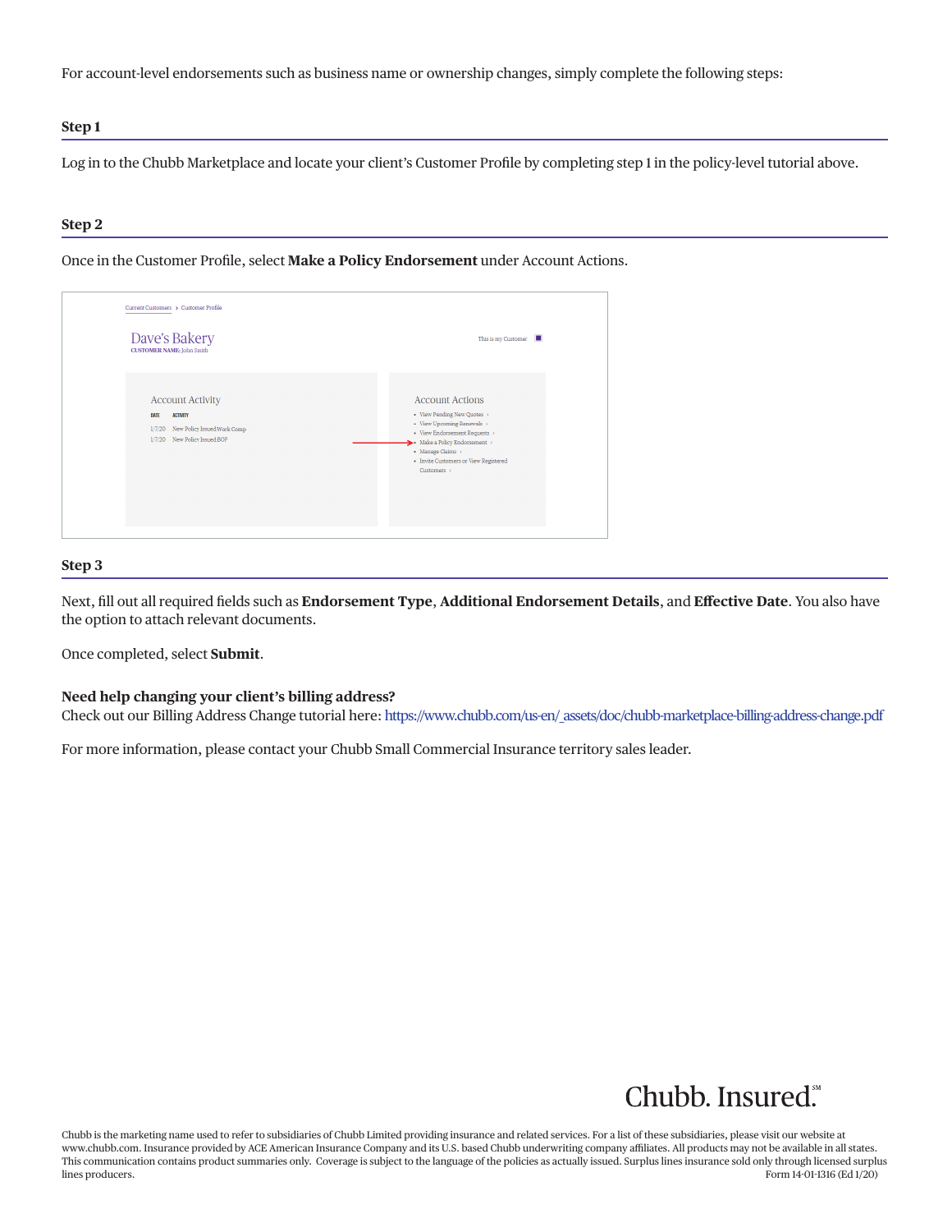For account-level endorsements such as business name or ownership changes, simply complete the following steps:

### Step 1

Log in to the Chubb Marketplace and locate your client's Customer Profile by completing step 1 in the policy-level tutorial above.

### Step 2

Once in the Customer Profile, select **Make a Policy Endorsement** under Account Actions.

### Step 3

Next, fill out all required fields such as **Endorsement Type**, **Additional Endorsement Details**, and **Effective Date**. You also have the option to attach relevant documents.

Once completed, select **Submit**.

**Need help changing your client's billing address?**
Check out our Billing Address Change tutorial here: https://www.chubb.com/us-en/_assets/doc/chubb-marketplace-billing-address-change.pdf

For more information, please contact your Chubb Small Commercial Insurance territory sales leader.

Chubb. Insured.℠

Chubb is the marketing name used to refer to subsidiaries of Chubb Limited providing insurance and related services. For a list of these subsidiaries, please visit our website at www.chubb.com. Insurance provided by ACE American Insurance Company and its U.S. based Chubb underwriting company affiliates. All products may not be available in all states. This communication contains product summaries only. Coverage is subject to the language of the policies as actually issued. Surplus lines insurance sold only through licensed surplus lines producers. Form 14-01-1316 (Ed 1/20)